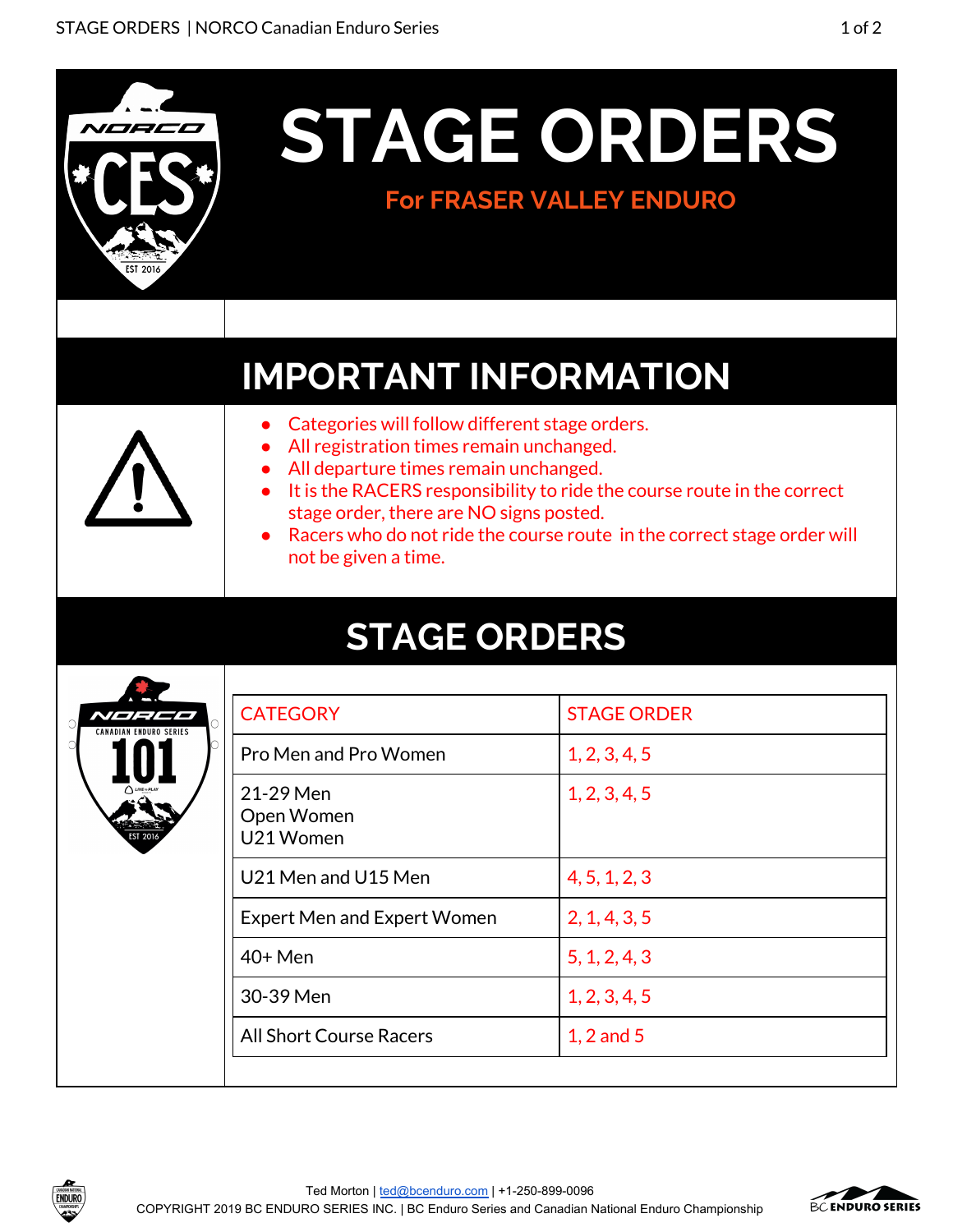# STAGE ORDERS

## For FRASER VALLEY ENDURO

## IMPORTANT INFORMATION

- Categories will follow different stage orders.
- All registration times remain unchanged.
- All departure times remain unchanged.
- It is the RACERS responsibility to ride the course route in the correct stage order, there are NO signs posted.
- Racers who do not ride the course route in the correct stage order will not be given a time.

## STAGE ORDERS

| CATEGORY | STAGE ORDER |
| --- | --- |
| Pro Men and Pro Women | 1, 2, 3, 4, 5 |
| 21-29 Men<br>Open Women<br>U21 Women | 1, 2, 3, 4, 5 |
| U21 Men and U15 Men | 4, 5, 1, 2, 3 |
| Expert Men and Expert Women | 2, 1, 4, 3, 5 |
| 40+ Men | 5, 1, 2, 4, 3 |
| 30-39 Men | 1, 2, 3, 4, 5 |
| All Short Course Racers | 1, 2 and 5 |

Ted Morton | ted@bcenduro.com | +1-250-899-0096
COPYRIGHT 2019 BC ENDURO SERIES INC. | BC Enduro Series and Canadian National Enduro Championship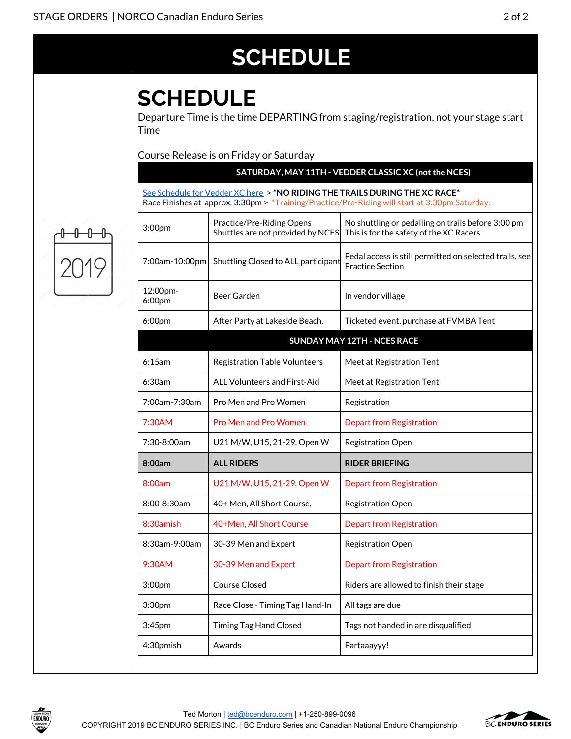# SCHEDULE

## SCHEDULE

Departure Time is the time DEPARTING from staging/registration, not your stage start Time

Course Release is on Friday or Saturday

| SATURDAY, MAY 11TH - VEDDER CLASSIC XC (not the NCES) | | |
|---|---|---|
| See Schedule for Vedder XC here > ***NO RIDING THE TRAILS DURING THE XC RACE*** Race Finishes at approx. 3:30pm > *Training/Practice/Pre-Riding will start at 3:30pm Saturday. | | |
| 3:00pm | Practice/Pre-Riding Opens Shuttles are not provided by NCES | No shuttling or pedalling on trails before 3:00 pm This is for the safety of the XC Racers. |
| 7:00am-10:00pm | Shuttling Closed to ALL participant | Pedal access is still permitted on selected trails, see Practice Section |
| 12:00pm-6:00pm | Beer Garden | In vendor village |
| 6:00pm | After Party at Lakeside Beach. | Ticketed event, purchase at FVMBA Tent |
| **SUNDAY MAY 12TH - NCES RACE** | | |
| 6:15am | Registration Table Volunteers | Meet at Registration Tent |
| 6:30am | ALL Volunteers and First-Aid | Meet at Registration Tent |
| 7:00am-7:30am | Pro Men and Pro Women | Registration |
| 7:30AM | Pro Men and Pro Women | Depart from Registration |
| 7:30-8:00am | U21 M/W, U15, 21-29, Open W | Registration Open |
| **8:00am** | **ALL RIDERS** | **RIDER BRIEFING** |
| 8:00am | U21 M/W, U15, 21-29, Open W | Depart from Registration |
| 8:00-8:30am | 40+ Men, All Short Course, | Registration Open |
| 8:30amish | 40+Men, All Short Course | Depart from Registration |
| 8:30am-9:00am | 30-39 Men and Expert | Registration Open |
| 9:30AM | 30-39 Men and Expert | Depart from Registration |
| 3:00pm | Course Closed | Riders are allowed to finish their stage |
| 3:30pm | Race Close - Timing Tag Hand-In | All tags are due |
| 3:45pm | Timing Tag Hand Closed | Tags not handed in are disqualified |
| 4:30pmish | Awards | Partaaayyy! |

Ted Morton | ted@bcenduro.com | +1-250-899-0096
COPYRIGHT 2019 BC ENDURO SERIES INC. | BC Enduro Series and Canadian National Enduro Championship